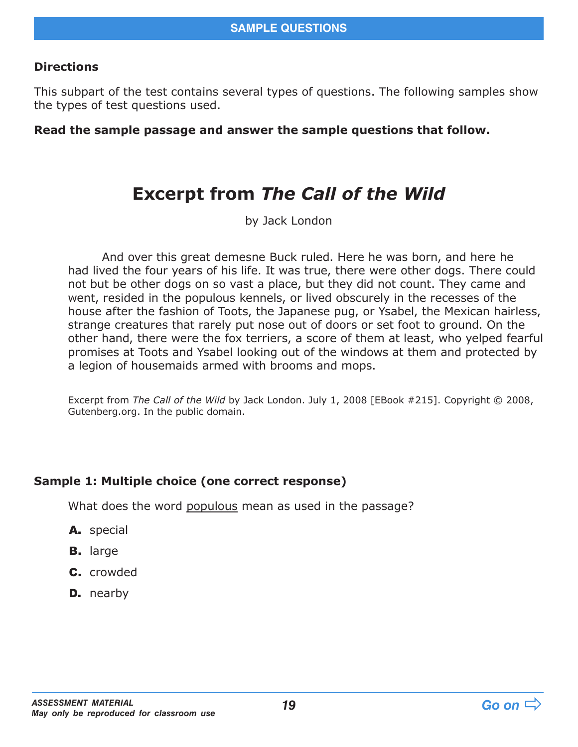## SAMPLE QUESTIONS

**Directions**

This subpart of the test contains several types of questions. The following samples show the types of test questions used.

**Read the sample passage and answer the sample questions that follow.**

# Excerpt from *The Call of the Wild*

by Jack London

And over this great demesne Buck ruled. Here he was born, and here he had lived the four years of his life. It was true, there were other dogs. There could not but be other dogs on so vast a place, but they did not count. They came and went, resided in the populous kennels, or lived obscurely in the recesses of the house after the fashion of Toots, the Japanese pug, or Ysabel, the Mexican hairless, strange creatures that rarely put nose out of doors or set foot to ground. On the other hand, there were the fox terriers, a score of them at least, who yelped fearful promises at Toots and Ysabel looking out of the windows at them and protected by a legion of housemaids armed with brooms and mops.

Excerpt from *The Call of the Wild* by Jack London. July 1, 2008 [EBook #215]. Copyright © 2008, Gutenberg.org. In the public domain.

**Sample 1: Multiple choice (one correct response)**

What does the word populous mean as used in the passage?

**A.** special

**B.** large

**C.** crowded

**D.** nearby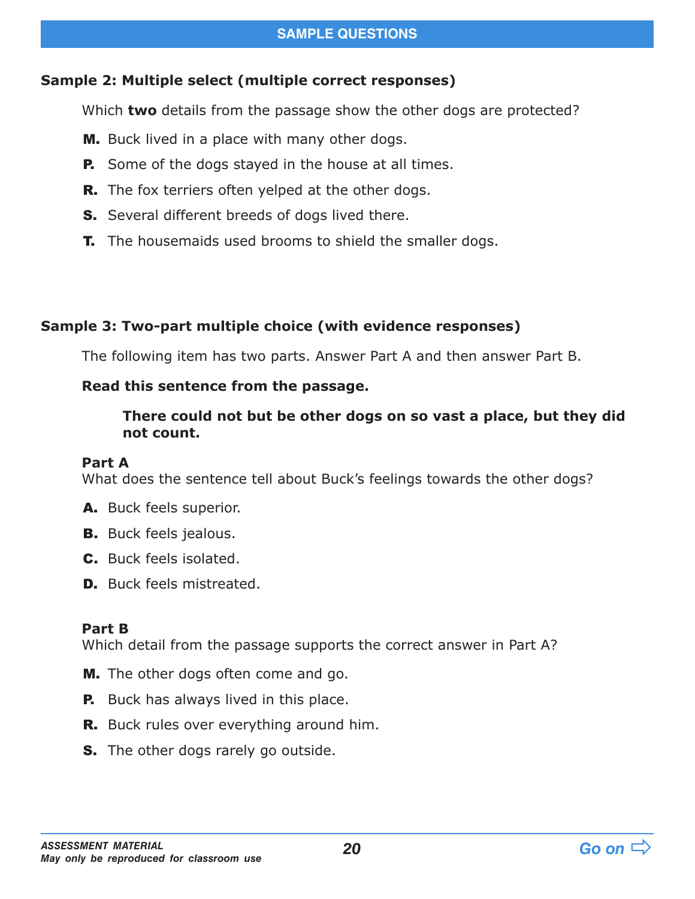## SAMPLE QUESTIONS

### Sample 2: Multiple select (multiple correct responses)

Which **two** details from the passage show the other dogs are protected?

**M.** Buck lived in a place with many other dogs.

**P.** Some of the dogs stayed in the house at all times.

**R.** The fox terriers often yelped at the other dogs.

**S.** Several different breeds of dogs lived there.

**T.** The housemaids used brooms to shield the smaller dogs.

### Sample 3: Two-part multiple choice (with evidence responses)

The following item has two parts. Answer Part A and then answer Part B.

**Read this sentence from the passage.**

> **There could not but be other dogs on so vast a place, but they did not count.**

**Part A**
What does the sentence tell about Buck's feelings towards the other dogs?

**A.** Buck feels superior.

**B.** Buck feels jealous.

**C.** Buck feels isolated.

**D.** Buck feels mistreated.

**Part B**
Which detail from the passage supports the correct answer in Part A?

**M.** The other dogs often come and go.

**P.** Buck has always lived in this place.

**R.** Buck rules over everything around him.

**S.** The other dogs rarely go outside.

*ASSESSMENT MATERIAL*
*May only be reproduced for classroom use*

*Go on*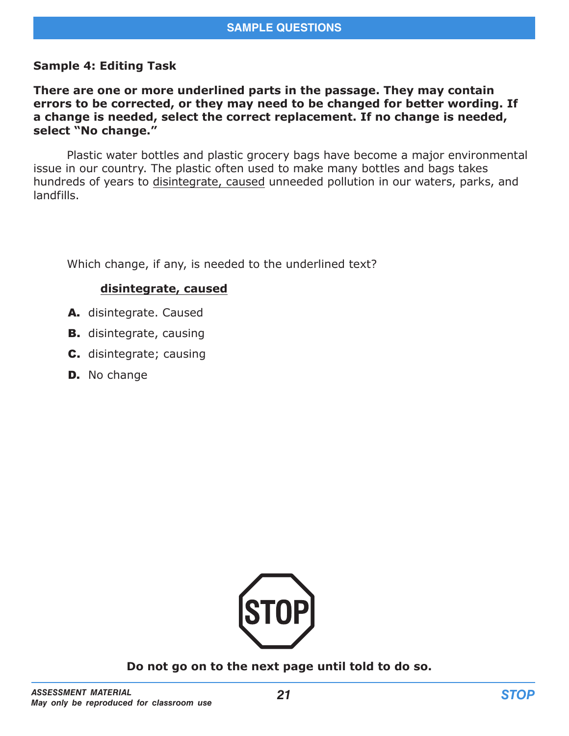## SAMPLE QUESTIONS

**Sample 4: Editing Task**

**There are one or more underlined parts in the passage. They may contain errors to be corrected, or they may need to be changed for better wording. If a change is needed, select the correct replacement. If no change is needed, select "No change."**

Plastic water bottles and plastic grocery bags have become a major environmental issue in our country. The plastic often used to make many bottles and bags takes hundreds of years to <u>disintegrate, caused</u> unneeded pollution in our waters, parks, and landfills.

Which change, if any, is needed to the underlined text?

**<u>disintegrate, caused</u>**

**A.** disintegrate. Caused

**B.** disintegrate, causing

**C.** disintegrate; causing

**D.** No change

STOP

**Do not go on to the next page until told to do so.**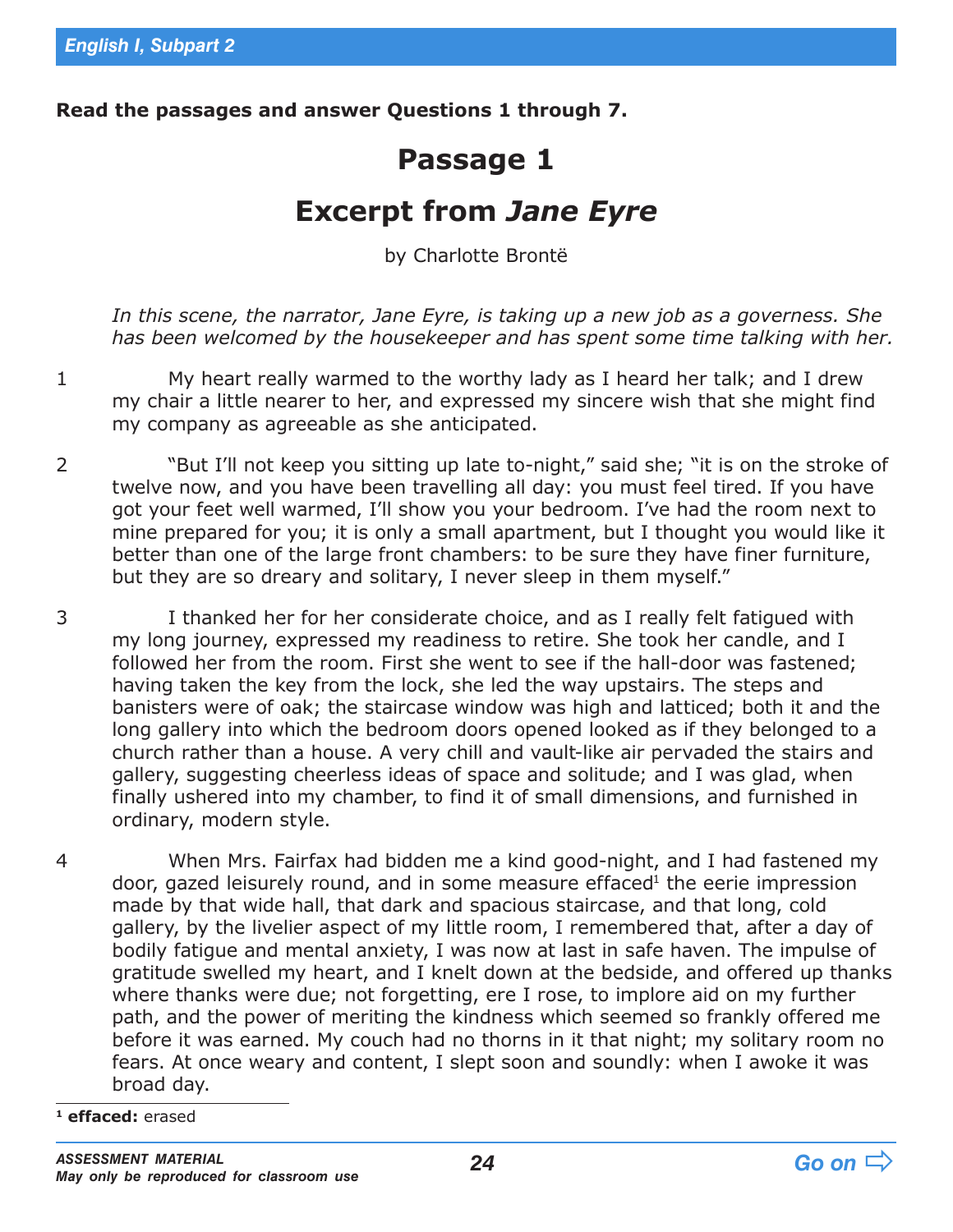Read the passages and answer Questions 1 through 7.

# Passage 1

## Excerpt from *Jane Eyre*

by Charlotte Brontë

*In this scene, the narrator, Jane Eyre, is taking up a new job as a governess. She has been welcomed by the housekeeper and has spent some time talking with her.*

1 My heart really warmed to the worthy lady as I heard her talk; and I drew my chair a little nearer to her, and expressed my sincere wish that she might find my company as agreeable as she anticipated.

2 "But I'll not keep you sitting up late to-night," said she; "it is on the stroke of twelve now, and you have been travelling all day: you must feel tired. If you have got your feet well warmed, I'll show you your bedroom. I've had the room next to mine prepared for you; it is only a small apartment, but I thought you would like it better than one of the large front chambers: to be sure they have finer furniture, but they are so dreary and solitary, I never sleep in them myself."

3 I thanked her for her considerate choice, and as I really felt fatigued with my long journey, expressed my readiness to retire. She took her candle, and I followed her from the room. First she went to see if the hall-door was fastened; having taken the key from the lock, she led the way upstairs. The steps and banisters were of oak; the staircase window was high and latticed; both it and the long gallery into which the bedroom doors opened looked as if they belonged to a church rather than a house. A very chill and vault-like air pervaded the stairs and gallery, suggesting cheerless ideas of space and solitude; and I was glad, when finally ushered into my chamber, to find it of small dimensions, and furnished in ordinary, modern style.

4 When Mrs. Fairfax had bidden me a kind good-night, and I had fastened my door, gazed leisurely round, and in some measure effaced[1] the eerie impression made by that wide hall, that dark and spacious staircase, and that long, cold gallery, by the livelier aspect of my little room, I remembered that, after a day of bodily fatigue and mental anxiety, I was now at last in safe haven. The impulse of gratitude swelled my heart, and I knelt down at the bedside, and offered up thanks where thanks were due; not forgetting, ere I rose, to implore aid on my further path, and the power of meriting the kindness which seemed so frankly offered me before it was earned. My couch had no thorns in it that night; my solitary room no fears. At once weary and content, I slept soon and soundly: when I awoke it was broad day.

[1] **effaced:** erased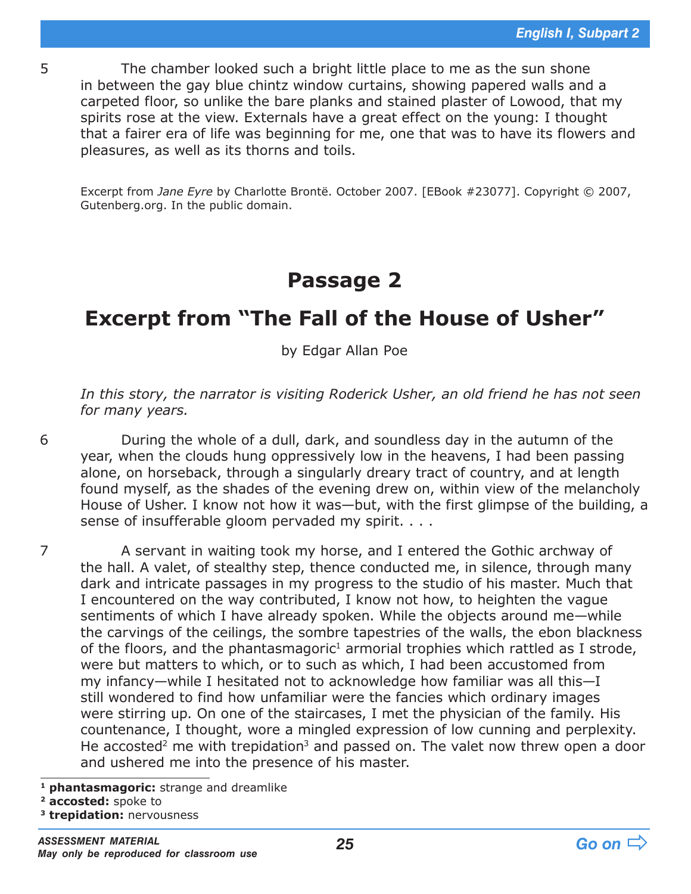5 The chamber looked such a bright little place to me as the sun shone in between the gay blue chintz window curtains, showing papered walls and a carpeted floor, so unlike the bare planks and stained plaster of Lowood, that my spirits rose at the view. Externals have a great effect on the young: I thought that a fairer era of life was beginning for me, one that was to have its flowers and pleasures, as well as its thorns and toils.

Excerpt from *Jane Eyre* by Charlotte Brontë. October 2007. [EBook #23077]. Copyright © 2007, Gutenberg.org. In the public domain.

# Passage 2

## Excerpt from "The Fall of the House of Usher"

by Edgar Allan Poe

*In this story, the narrator is visiting Roderick Usher, an old friend he has not seen for many years.*

6 During the whole of a dull, dark, and soundless day in the autumn of the year, when the clouds hung oppressively low in the heavens, I had been passing alone, on horseback, through a singularly dreary tract of country, and at length found myself, as the shades of the evening drew on, within view of the melancholy House of Usher. I know not how it was—but, with the first glimpse of the building, a sense of insufferable gloom pervaded my spirit. . . .

7 A servant in waiting took my horse, and I entered the Gothic archway of the hall. A valet, of stealthy step, thence conducted me, in silence, through many dark and intricate passages in my progress to the studio of his master. Much that I encountered on the way contributed, I know not how, to heighten the vague sentiments of which I have already spoken. While the objects around me—while the carvings of the ceilings, the sombre tapestries of the walls, the ebon blackness of the floors, and the phantasmagoric[1] armorial trophies which rattled as I strode, were but matters to which, or to such as which, I had been accustomed from my infancy—while I hesitated not to acknowledge how familiar was all this—I still wondered to find how unfamiliar were the fancies which ordinary images were stirring up. On one of the staircases, I met the physician of the family. His countenance, I thought, wore a mingled expression of low cunning and perplexity. He accosted[2] me with trepidation[3] and passed on. The valet now threw open a door and ushered me into the presence of his master.

[1] **phantasmagoric:** strange and dreamlike
[2] **accosted:** spoke to
[3] **trepidation:** nervousness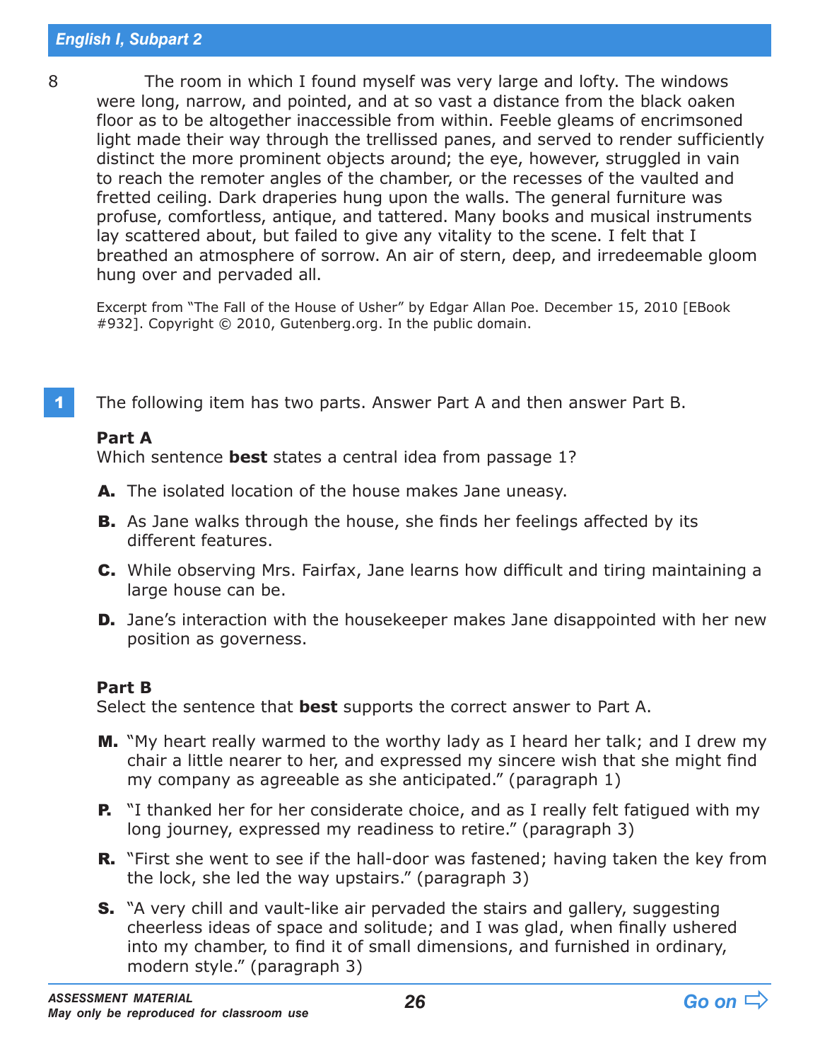8 The room in which I found myself was very large and lofty. The windows were long, narrow, and pointed, and at so vast a distance from the black oaken floor as to be altogether inaccessible from within. Feeble gleams of encrimsoned light made their way through the trellissed panes, and served to render sufficiently distinct the more prominent objects around; the eye, however, struggled in vain to reach the remoter angles of the chamber, or the recesses of the vaulted and fretted ceiling. Dark draperies hung upon the walls. The general furniture was profuse, comfortless, antique, and tattered. Many books and musical instruments lay scattered about, but failed to give any vitality to the scene. I felt that I breathed an atmosphere of sorrow. An air of stern, deep, and irredeemable gloom hung over and pervaded all.

Excerpt from "The Fall of the House of Usher" by Edgar Allan Poe. December 15, 2010 [EBook #932]. Copyright © 2010, Gutenberg.org. In the public domain.

**1** The following item has two parts. Answer Part A and then answer Part B.

**Part A**
Which sentence **best** states a central idea from passage 1?

**A.** The isolated location of the house makes Jane uneasy.

**B.** As Jane walks through the house, she finds her feelings affected by its different features.

**C.** While observing Mrs. Fairfax, Jane learns how difficult and tiring maintaining a large house can be.

**D.** Jane's interaction with the housekeeper makes Jane disappointed with her new position as governess.

**Part B**
Select the sentence that **best** supports the correct answer to Part A.

**M.** "My heart really warmed to the worthy lady as I heard her talk; and I drew my chair a little nearer to her, and expressed my sincere wish that she might find my company as agreeable as she anticipated." (paragraph 1)

**P.** "I thanked her for her considerate choice, and as I really felt fatigued with my long journey, expressed my readiness to retire." (paragraph 3)

**R.** "First she went to see if the hall-door was fastened; having taken the key from the lock, she led the way upstairs." (paragraph 3)

**S.** "A very chill and vault-like air pervaded the stairs and gallery, suggesting cheerless ideas of space and solitude; and I was glad, when finally ushered into my chamber, to find it of small dimensions, and furnished in ordinary, modern style." (paragraph 3)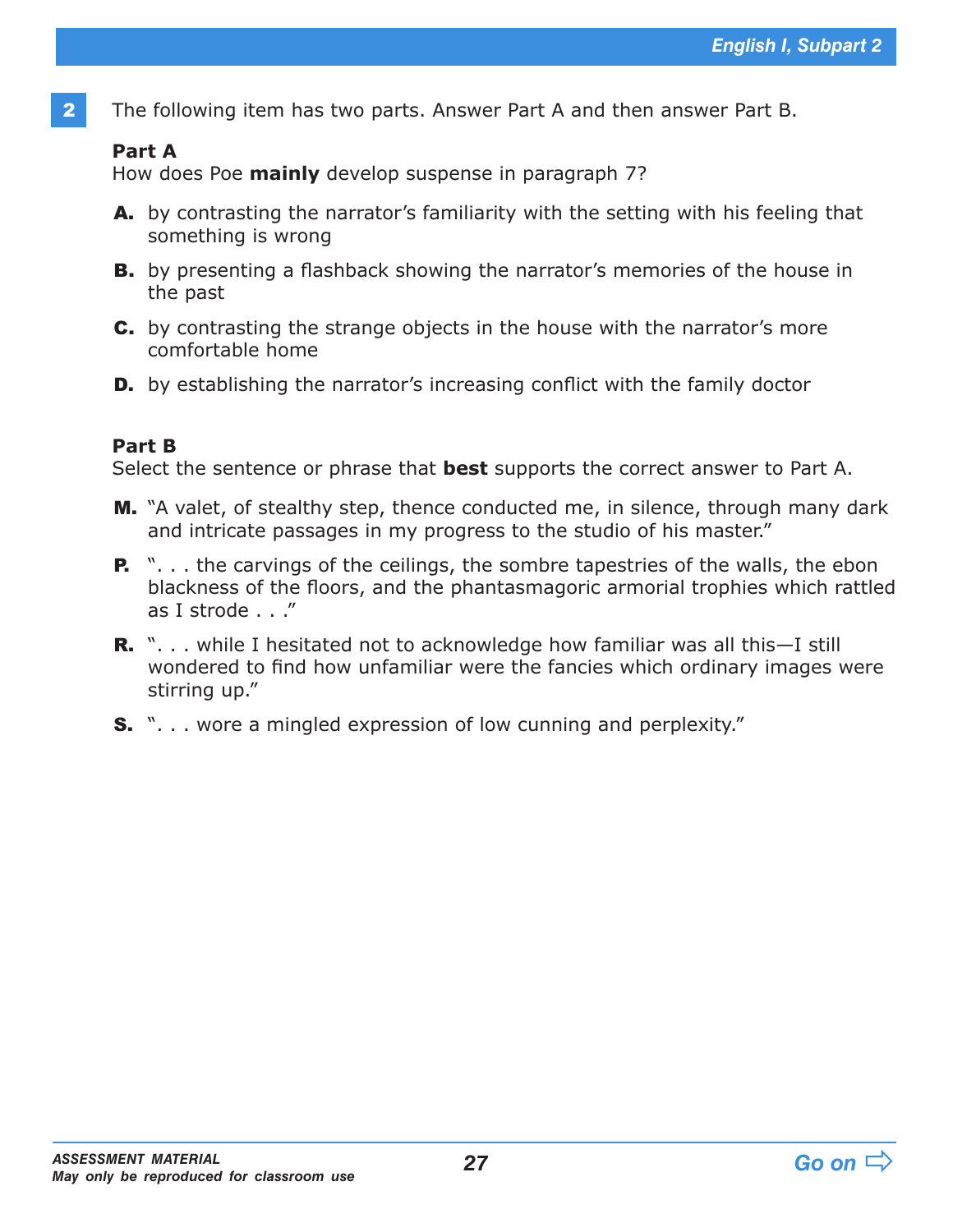**2** The following item has two parts. Answer Part A and then answer Part B.

**Part A**
How does Poe **mainly** develop suspense in paragraph 7?

**A.** by contrasting the narrator's familiarity with the setting with his feeling that something is wrong

**B.** by presenting a flashback showing the narrator's memories of the house in the past

**C.** by contrasting the strange objects in the house with the narrator's more comfortable home

**D.** by establishing the narrator's increasing conflict with the family doctor

**Part B**
Select the sentence or phrase that **best** supports the correct answer to Part A.

**M.** "A valet, of stealthy step, thence conducted me, in silence, through many dark and intricate passages in my progress to the studio of his master."

**P.** ". . . the carvings of the ceilings, the sombre tapestries of the walls, the ebon blackness of the floors, and the phantasmagoric armorial trophies which rattled as I strode . . ."

**R.** ". . . while I hesitated not to acknowledge how familiar was all this—I still wondered to find how unfamiliar were the fancies which ordinary images were stirring up."

**S.** ". . . wore a mingled expression of low cunning and perplexity."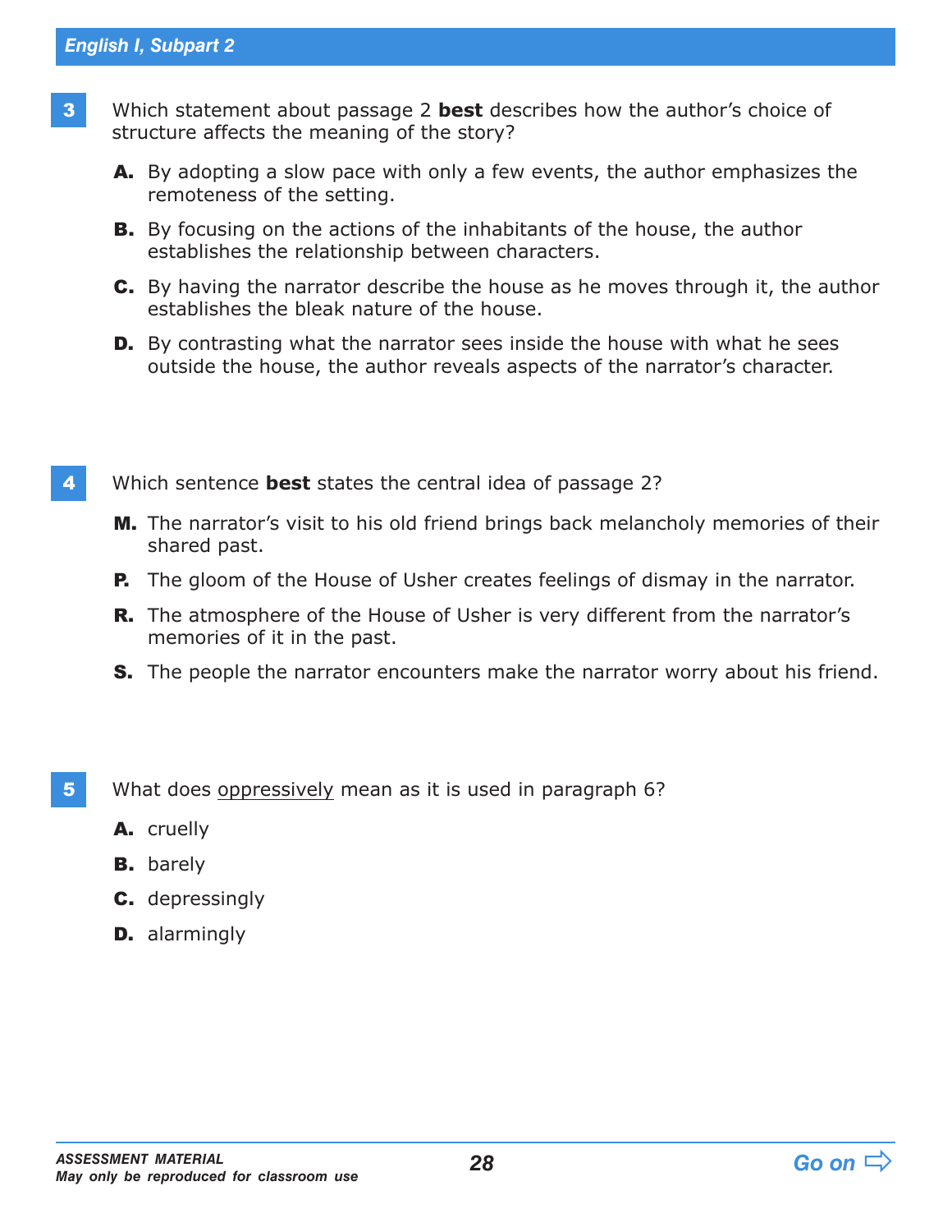**3** Which statement about passage 2 **best** describes how the author's choice of structure affects the meaning of the story?

**A.** By adopting a slow pace with only a few events, the author emphasizes the remoteness of the setting.

**B.** By focusing on the actions of the inhabitants of the house, the author establishes the relationship between characters.

**C.** By having the narrator describe the house as he moves through it, the author establishes the bleak nature of the house.

**D.** By contrasting what the narrator sees inside the house with what he sees outside the house, the author reveals aspects of the narrator's character.

**4** Which sentence **best** states the central idea of passage 2?

**M.** The narrator's visit to his old friend brings back melancholy memories of their shared past.

**P.** The gloom of the House of Usher creates feelings of dismay in the narrator.

**R.** The atmosphere of the House of Usher is very different from the narrator's memories of it in the past.

**S.** The people the narrator encounters make the narrator worry about his friend.

**5** What does <u>oppressively</u> mean as it is used in paragraph 6?

**A.** cruelly

**B.** barely

**C.** depressingly

**D.** alarmingly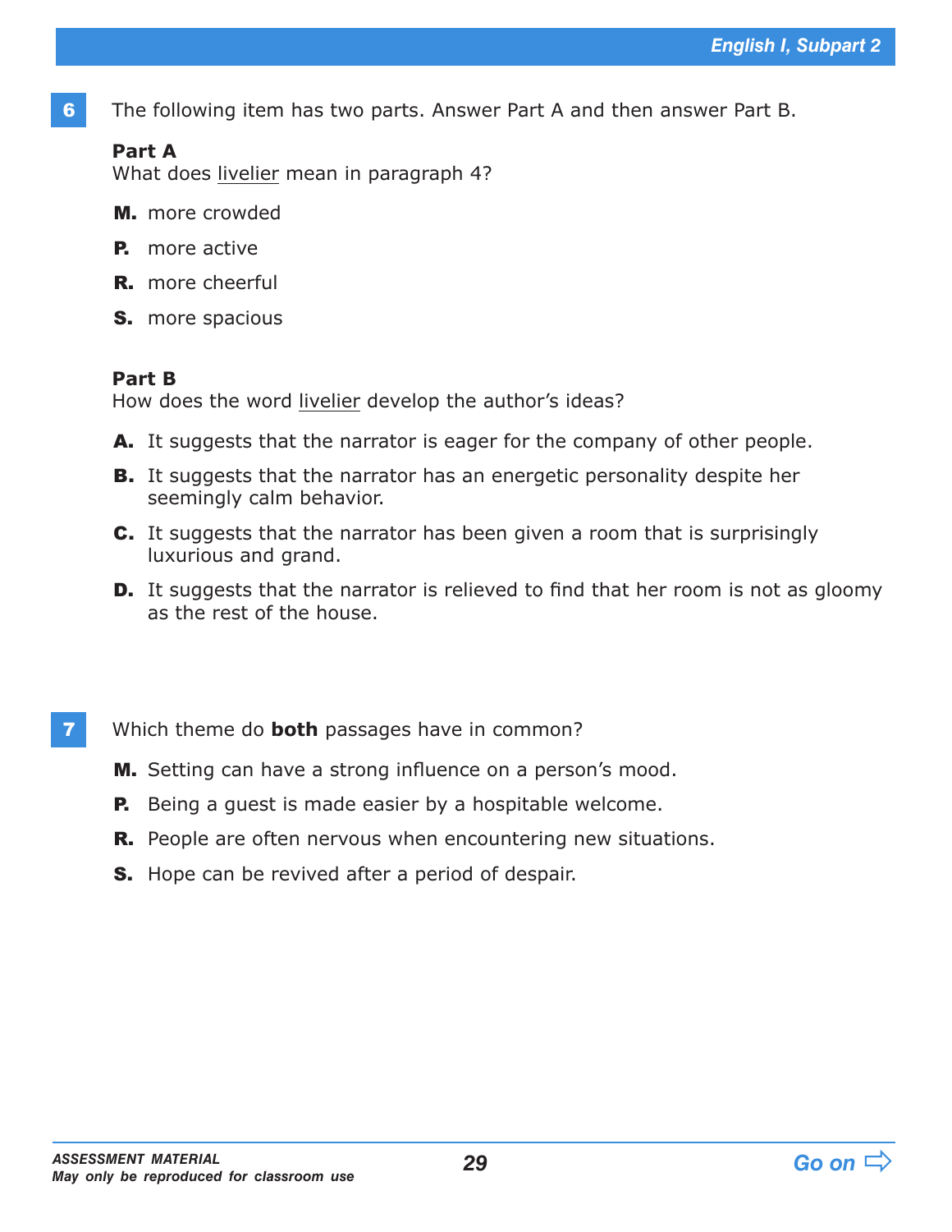**6** The following item has two parts. Answer Part A and then answer Part B.

**Part A**
What does <u>livelier</u> mean in paragraph 4?

**M.** more crowded

**P.** more active

**R.** more cheerful

**S.** more spacious

**Part B**
How does the word <u>livelier</u> develop the author's ideas?

**A.** It suggests that the narrator is eager for the company of other people.

**B.** It suggests that the narrator has an energetic personality despite her seemingly calm behavior.

**C.** It suggests that the narrator has been given a room that is surprisingly luxurious and grand.

**D.** It suggests that the narrator is relieved to find that her room is not as gloomy as the rest of the house.

**7** Which theme do **both** passages have in common?

**M.** Setting can have a strong influence on a person's mood.

**P.** Being a guest is made easier by a hospitable welcome.

**R.** People are often nervous when encountering new situations.

**S.** Hope can be revived after a period of despair.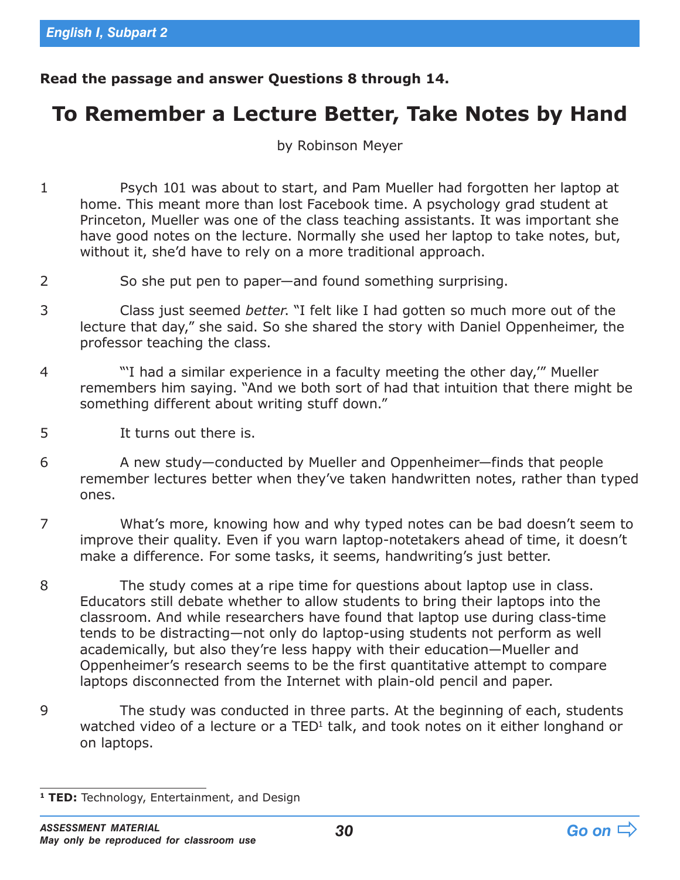**Read the passage and answer Questions 8 through 14.**

# To Remember a Lecture Better, Take Notes by Hand

by Robinson Meyer

1 Psych 101 was about to start, and Pam Mueller had forgotten her laptop at home. This meant more than lost Facebook time. A psychology grad student at Princeton, Mueller was one of the class teaching assistants. It was important she have good notes on the lecture. Normally she used her laptop to take notes, but, without it, she'd have to rely on a more traditional approach.

2 So she put pen to paper—and found something surprising.

3 Class just seemed *better*. "I felt like I had gotten so much more out of the lecture that day," she said. So she shared the story with Daniel Oppenheimer, the professor teaching the class.

4 "'I had a similar experience in a faculty meeting the other day,'" Mueller remembers him saying. "And we both sort of had that intuition that there might be something different about writing stuff down."

5 It turns out there is.

6 A new study—conducted by Mueller and Oppenheimer—finds that people remember lectures better when they've taken handwritten notes, rather than typed ones.

7 What's more, knowing how and why typed notes can be bad doesn't seem to improve their quality. Even if you warn laptop-notetakers ahead of time, it doesn't make a difference. For some tasks, it seems, handwriting's just better.

8 The study comes at a ripe time for questions about laptop use in class. Educators still debate whether to allow students to bring their laptops into the classroom. And while researchers have found that laptop use during class-time tends to be distracting—not only do laptop-using students not perform as well academically, but also they're less happy with their education—Mueller and Oppenheimer's research seems to be the first quantitative attempt to compare laptops disconnected from the Internet with plain-old pencil and paper.

9 The study was conducted in three parts. At the beginning of each, students watched video of a lecture or a TED[1] talk, and took notes on it either longhand or on laptops.

---

[1] **TED:** Technology, Entertainment, and Design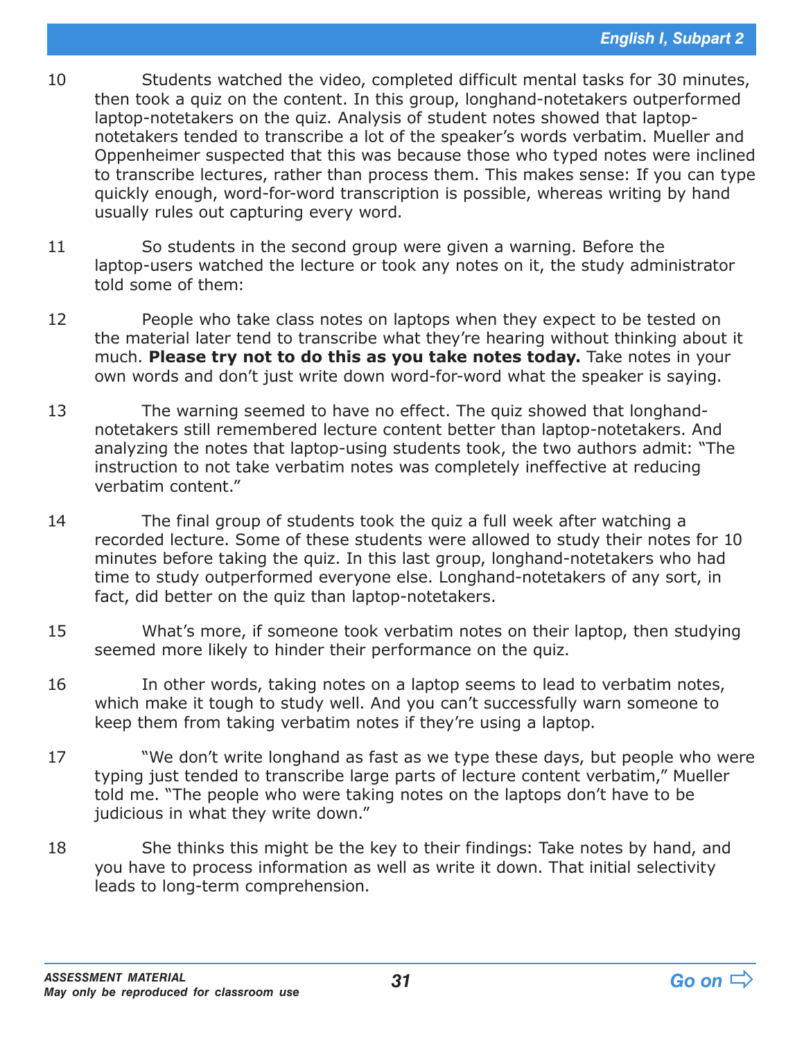10 Students watched the video, completed difficult mental tasks for 30 minutes, then took a quiz on the content. In this group, longhand-notetakers outperformed laptop-notetakers on the quiz. Analysis of student notes showed that laptop-notetakers tended to transcribe a lot of the speaker's words verbatim. Mueller and Oppenheimer suspected that this was because those who typed notes were inclined to transcribe lectures, rather than process them. This makes sense: If you can type quickly enough, word-for-word transcription is possible, whereas writing by hand usually rules out capturing every word.

11 So students in the second group were given a warning. Before the laptop-users watched the lecture or took any notes on it, the study administrator told some of them:

12 People who take class notes on laptops when they expect to be tested on the material later tend to transcribe what they're hearing without thinking about it much. **Please try not to do this as you take notes today.** Take notes in your own words and don't just write down word-for-word what the speaker is saying.

13 The warning seemed to have no effect. The quiz showed that longhand-notetakers still remembered lecture content better than laptop-notetakers. And analyzing the notes that laptop-using students took, the two authors admit: "The instruction to not take verbatim notes was completely ineffective at reducing verbatim content."

14 The final group of students took the quiz a full week after watching a recorded lecture. Some of these students were allowed to study their notes for 10 minutes before taking the quiz. In this last group, longhand-notetakers who had time to study outperformed everyone else. Longhand-notetakers of any sort, in fact, did better on the quiz than laptop-notetakers.

15 What's more, if someone took verbatim notes on their laptop, then studying seemed more likely to hinder their performance on the quiz.

16 In other words, taking notes on a laptop seems to lead to verbatim notes, which make it tough to study well. And you can't successfully warn someone to keep them from taking verbatim notes if they're using a laptop.

17 "We don't write longhand as fast as we type these days, but people who were typing just tended to transcribe large parts of lecture content verbatim," Mueller told me. "The people who were taking notes on the laptops don't have to be judicious in what they write down."

18 She thinks this might be the key to their findings: Take notes by hand, and you have to process information as well as write it down. That initial selectivity leads to long-term comprehension.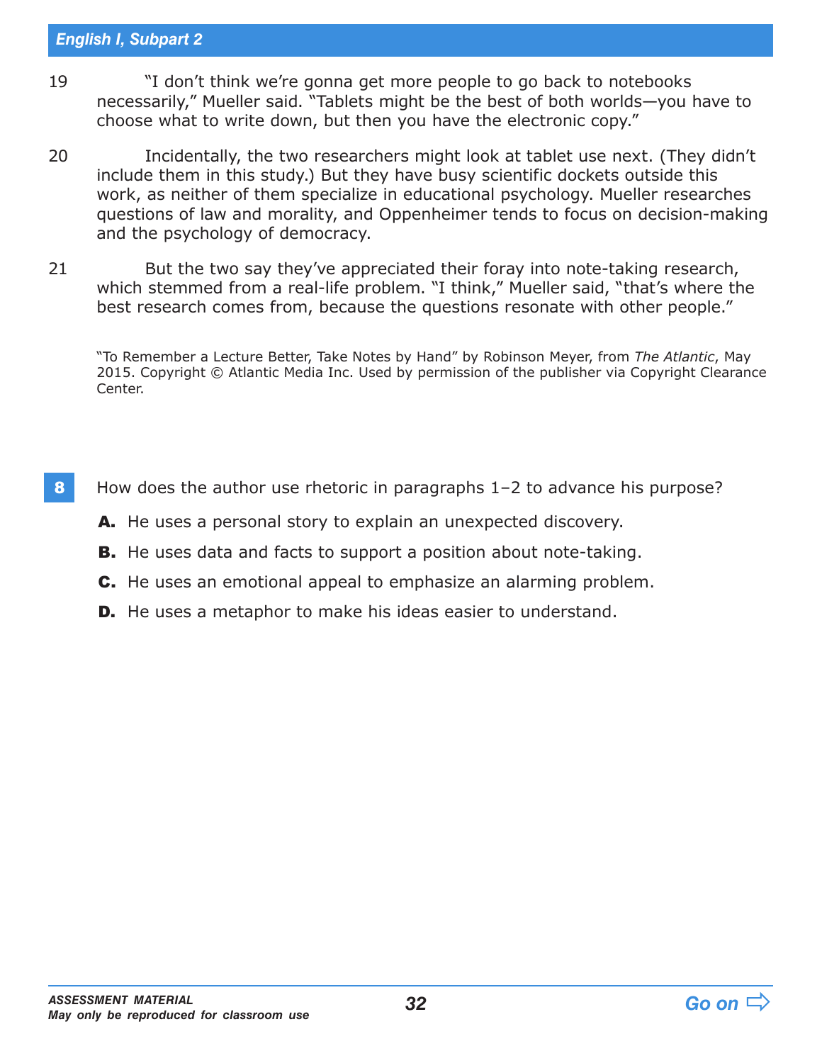19 "I don't think we're gonna get more people to go back to notebooks necessarily," Mueller said. "Tablets might be the best of both worlds—you have to choose what to write down, but then you have the electronic copy."

20 Incidentally, the two researchers might look at tablet use next. (They didn't include them in this study.) But they have busy scientific dockets outside this work, as neither of them specialize in educational psychology. Mueller researches questions of law and morality, and Oppenheimer tends to focus on decision-making and the psychology of democracy.

21 But the two say they've appreciated their foray into note-taking research, which stemmed from a real-life problem. "I think," Mueller said, "that's where the best research comes from, because the questions resonate with other people."

"To Remember a Lecture Better, Take Notes by Hand" by Robinson Meyer, from *The Atlantic*, May 2015. Copyright © Atlantic Media Inc. Used by permission of the publisher via Copyright Clearance Center.

**8** How does the author use rhetoric in paragraphs 1–2 to advance his purpose?

**A.** He uses a personal story to explain an unexpected discovery.

**B.** He uses data and facts to support a position about note-taking.

**C.** He uses an emotional appeal to emphasize an alarming problem.

**D.** He uses a metaphor to make his ideas easier to understand.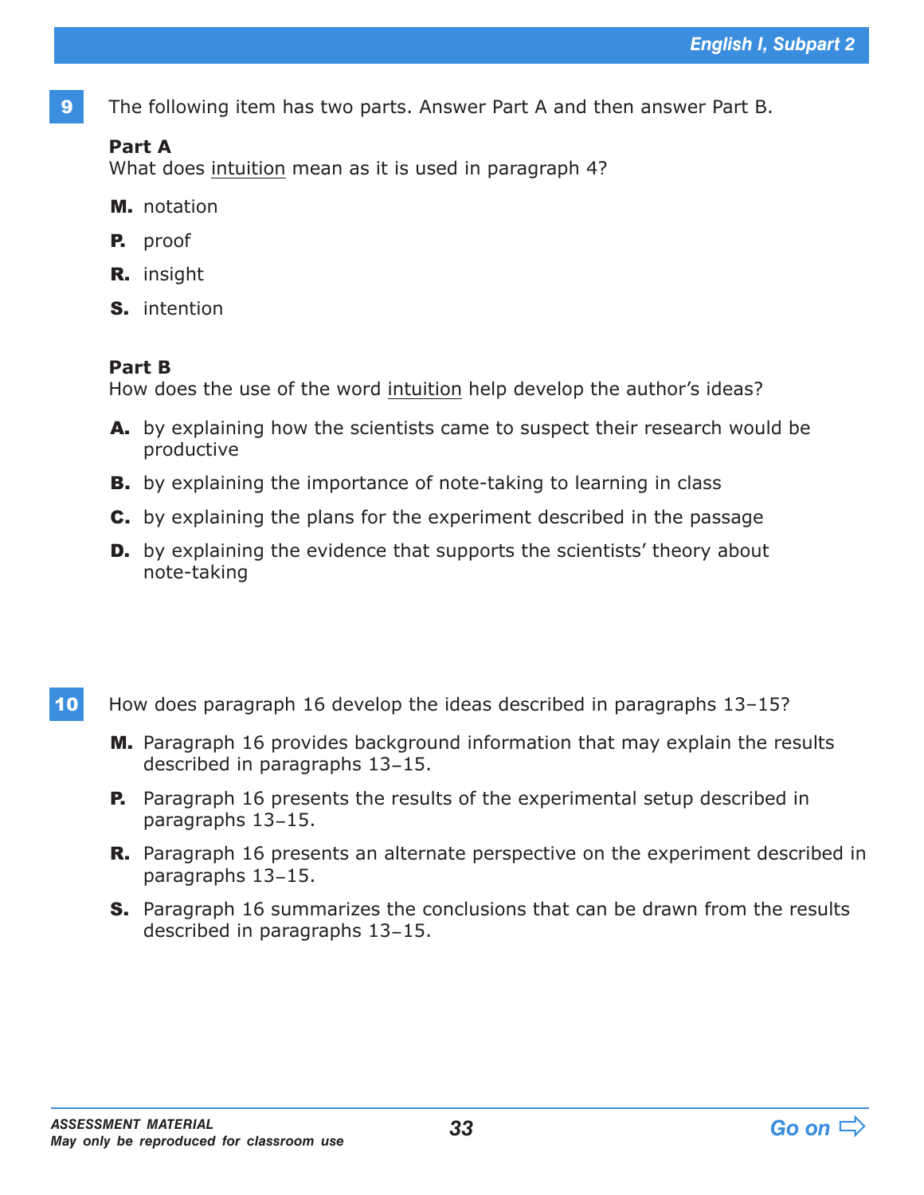**9** The following item has two parts. Answer Part A and then answer Part B.

**Part A**
What does intuition mean as it is used in paragraph 4?

**M.** notation

**P.** proof

**R.** insight

**S.** intention

**Part B**
How does the use of the word intuition help develop the author's ideas?

**A.** by explaining how the scientists came to suspect their research would be productive

**B.** by explaining the importance of note-taking to learning in class

**C.** by explaining the plans for the experiment described in the passage

**D.** by explaining the evidence that supports the scientists' theory about note-taking

**10** How does paragraph 16 develop the ideas described in paragraphs 13–15?

**M.** Paragraph 16 provides background information that may explain the results described in paragraphs 13–15.

**P.** Paragraph 16 presents the results of the experimental setup described in paragraphs 13–15.

**R.** Paragraph 16 presents an alternate perspective on the experiment described in paragraphs 13–15.

**S.** Paragraph 16 summarizes the conclusions that can be drawn from the results described in paragraphs 13–15.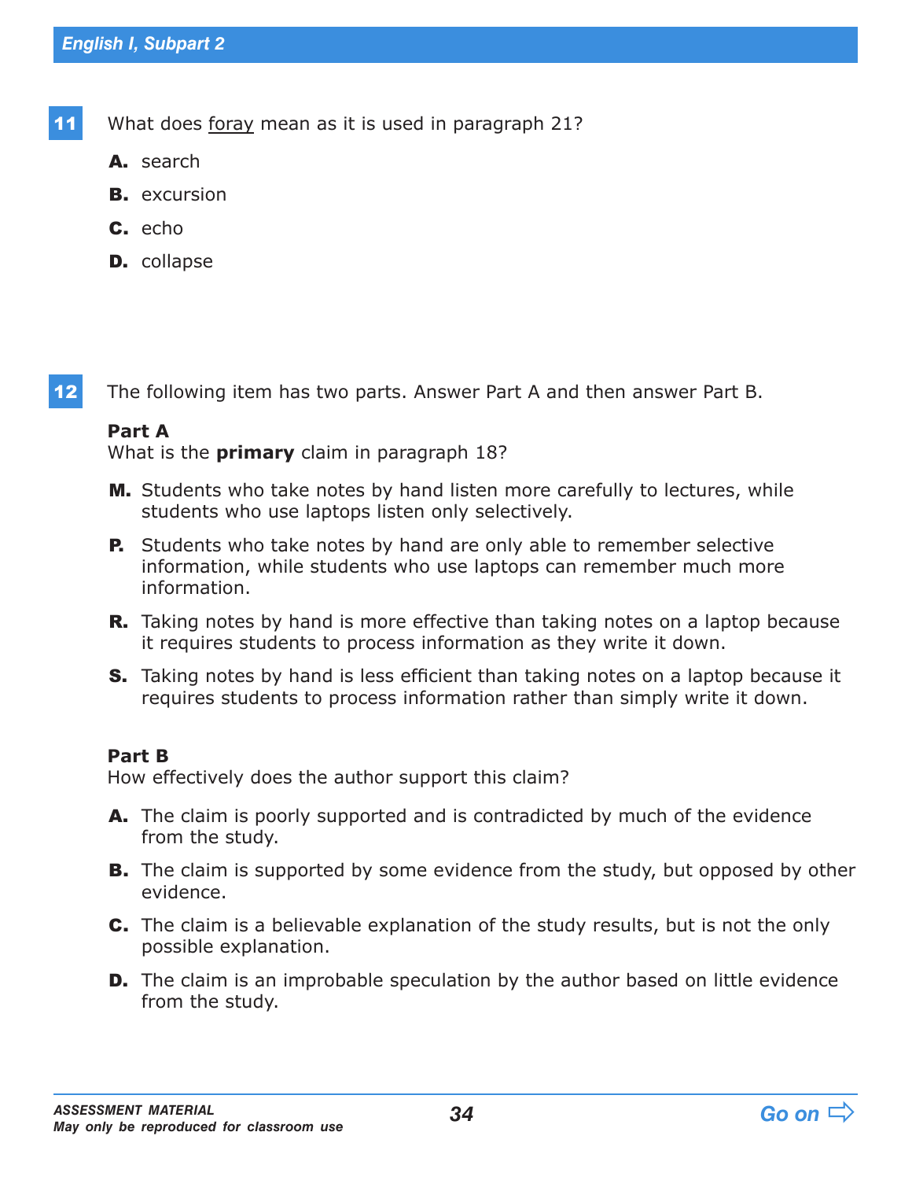**11** What does <u>foray</u> mean as it is used in paragraph 21?

**A.** search

**B.** excursion

**C.** echo

**D.** collapse

**12** The following item has two parts. Answer Part A and then answer Part B.

**Part A**
What is the **primary** claim in paragraph 18?

**M.** Students who take notes by hand listen more carefully to lectures, while students who use laptops listen only selectively.

**P.** Students who take notes by hand are only able to remember selective information, while students who use laptops can remember much more information.

**R.** Taking notes by hand is more effective than taking notes on a laptop because it requires students to process information as they write it down.

**S.** Taking notes by hand is less efficient than taking notes on a laptop because it requires students to process information rather than simply write it down.

**Part B**
How effectively does the author support this claim?

**A.** The claim is poorly supported and is contradicted by much of the evidence from the study.

**B.** The claim is supported by some evidence from the study, but opposed by other evidence.

**C.** The claim is a believable explanation of the study results, but is not the only possible explanation.

**D.** The claim is an improbable speculation by the author based on little evidence from the study.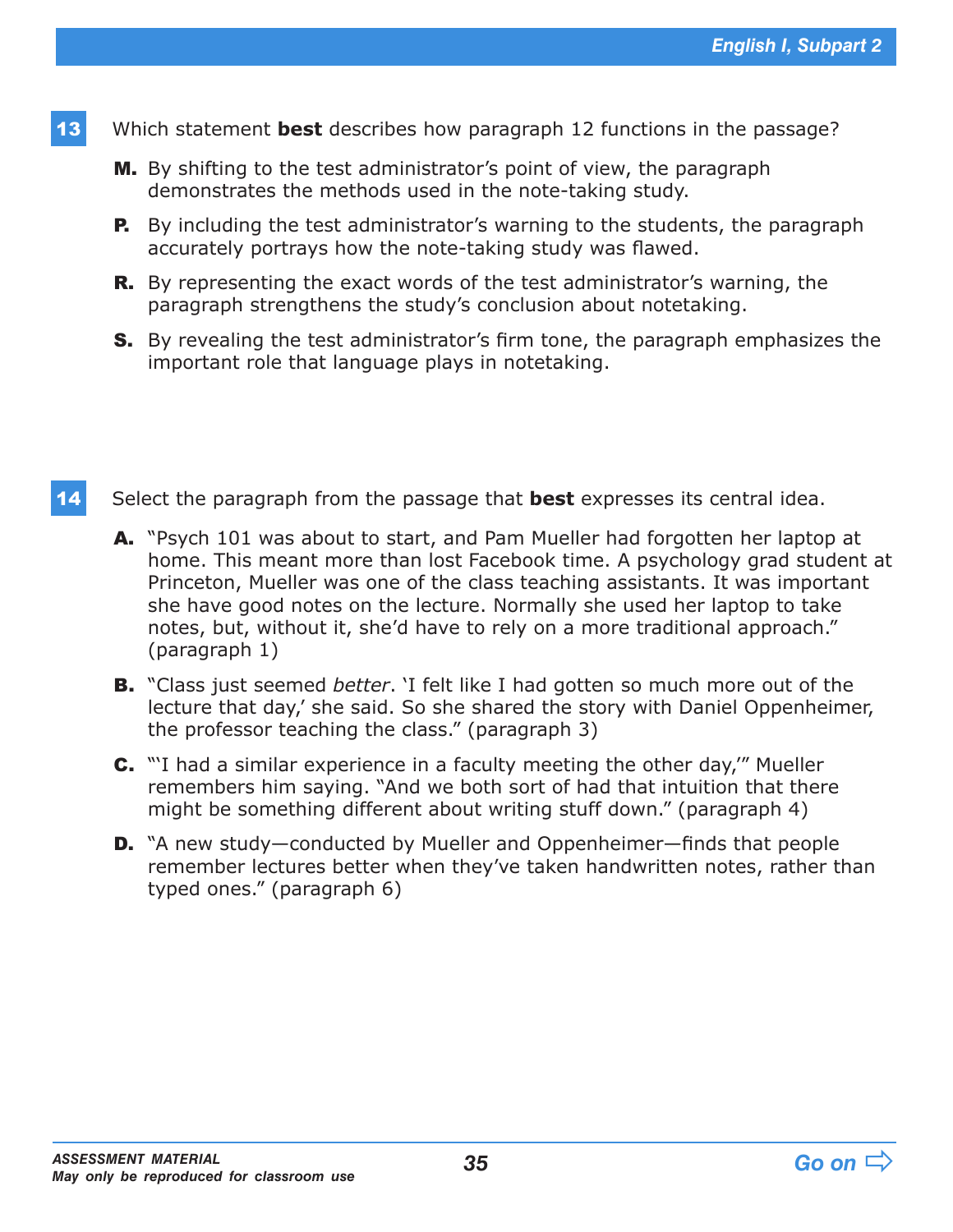**13** Which statement **best** describes how paragraph 12 functions in the passage?

**M.** By shifting to the test administrator's point of view, the paragraph demonstrates the methods used in the note-taking study.

**P.** By including the test administrator's warning to the students, the paragraph accurately portrays how the note-taking study was flawed.

**R.** By representing the exact words of the test administrator's warning, the paragraph strengthens the study's conclusion about notetaking.

**S.** By revealing the test administrator's firm tone, the paragraph emphasizes the important role that language plays in notetaking.

**14** Select the paragraph from the passage that **best** expresses its central idea.

**A.** "Psych 101 was about to start, and Pam Mueller had forgotten her laptop at home. This meant more than lost Facebook time. A psychology grad student at Princeton, Mueller was one of the class teaching assistants. It was important she have good notes on the lecture. Normally she used her laptop to take notes, but, without it, she'd have to rely on a more traditional approach." (paragraph 1)

**B.** "Class just seemed *better*. 'I felt like I had gotten so much more out of the lecture that day,' she said. So she shared the story with Daniel Oppenheimer, the professor teaching the class." (paragraph 3)

**C.** "'I had a similar experience in a faculty meeting the other day,'" Mueller remembers him saying. "And we both sort of had that intuition that there might be something different about writing stuff down." (paragraph 4)

**D.** "A new study—conducted by Mueller and Oppenheimer—finds that people remember lectures better when they've taken handwritten notes, rather than typed ones." (paragraph 6)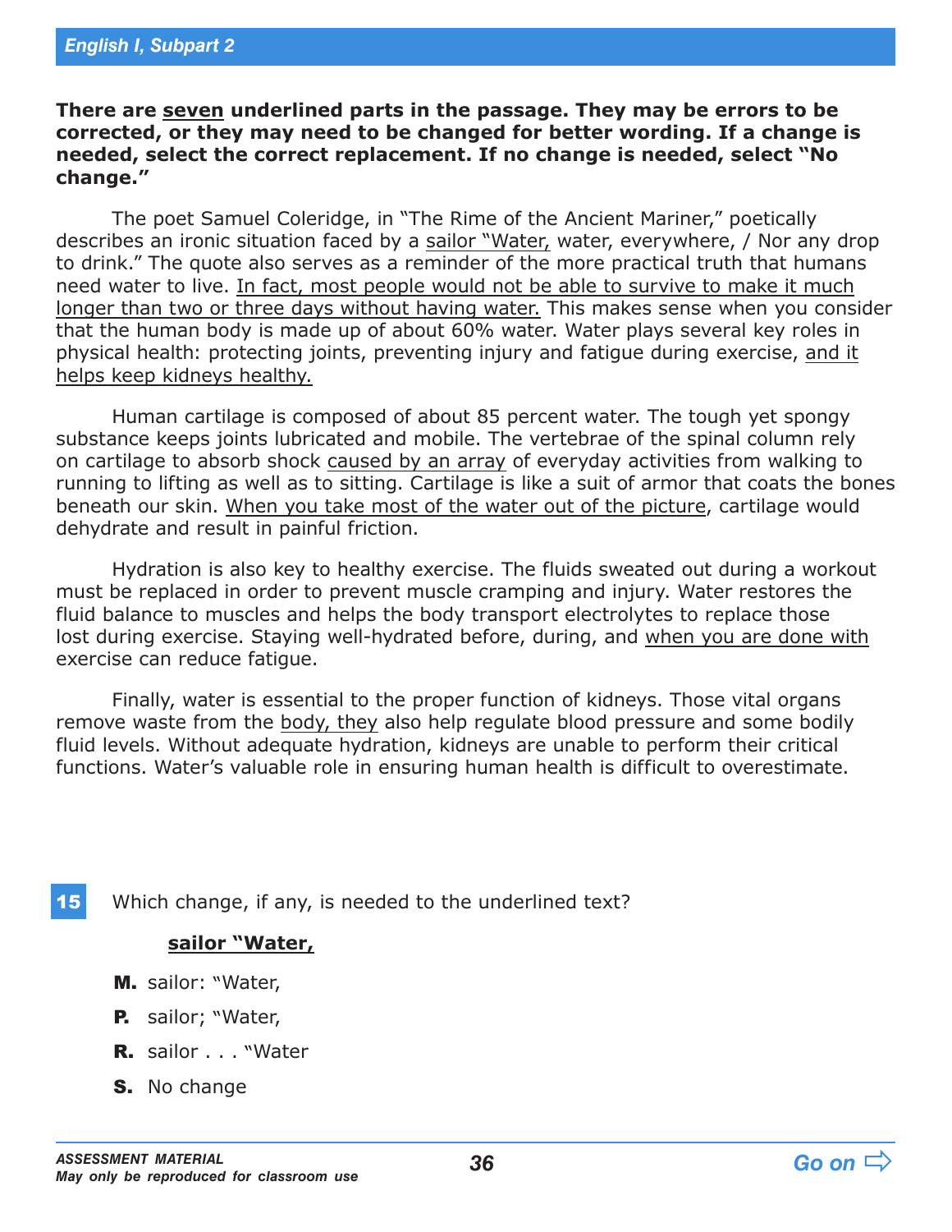**There are <u>seven</u> underlined parts in the passage. They may be errors to be corrected, or they may need to be changed for better wording. If a change is needed, select the correct replacement. If no change is needed, select "No change."**

The poet Samuel Coleridge, in "The Rime of the Ancient Mariner," poetically describes an ironic situation faced by a <u>sailor "Water,</u> water, everywhere, / Nor any drop to drink." The quote also serves as a reminder of the more practical truth that humans need water to live. <u>In fact, most people would not be able to survive to make it much longer than two or three days without having water.</u> This makes sense when you consider that the human body is made up of about 60% water. Water plays several key roles in physical health: protecting joints, preventing injury and fatigue during exercise, <u>and it helps keep kidneys healthy.</u>

Human cartilage is composed of about 85 percent water. The tough yet spongy substance keeps joints lubricated and mobile. The vertebrae of the spinal column rely on cartilage to absorb shock <u>caused by an array</u> of everyday activities from walking to running to lifting as well as to sitting. Cartilage is like a suit of armor that coats the bones beneath our skin. <u>When you take most of the water out of the picture</u>, cartilage would dehydrate and result in painful friction.

Hydration is also key to healthy exercise. The fluids sweated out during a workout must be replaced in order to prevent muscle cramping and injury. Water restores the fluid balance to muscles and helps the body transport electrolytes to replace those lost during exercise. Staying well-hydrated before, during, and <u>when you are done with</u> exercise can reduce fatigue.

Finally, water is essential to the proper function of kidneys. Those vital organs remove waste from the <u>body, they</u> also help regulate blood pressure and some bodily fluid levels. Without adequate hydration, kidneys are unable to perform their critical functions. Water's valuable role in ensuring human health is difficult to overestimate.

**15** Which change, if any, is needed to the underlined text?

**<u>sailor "Water,</u>**

**M.** sailor: "Water,

**P.** sailor; "Water,

**R.** sailor . . . "Water

**S.** No change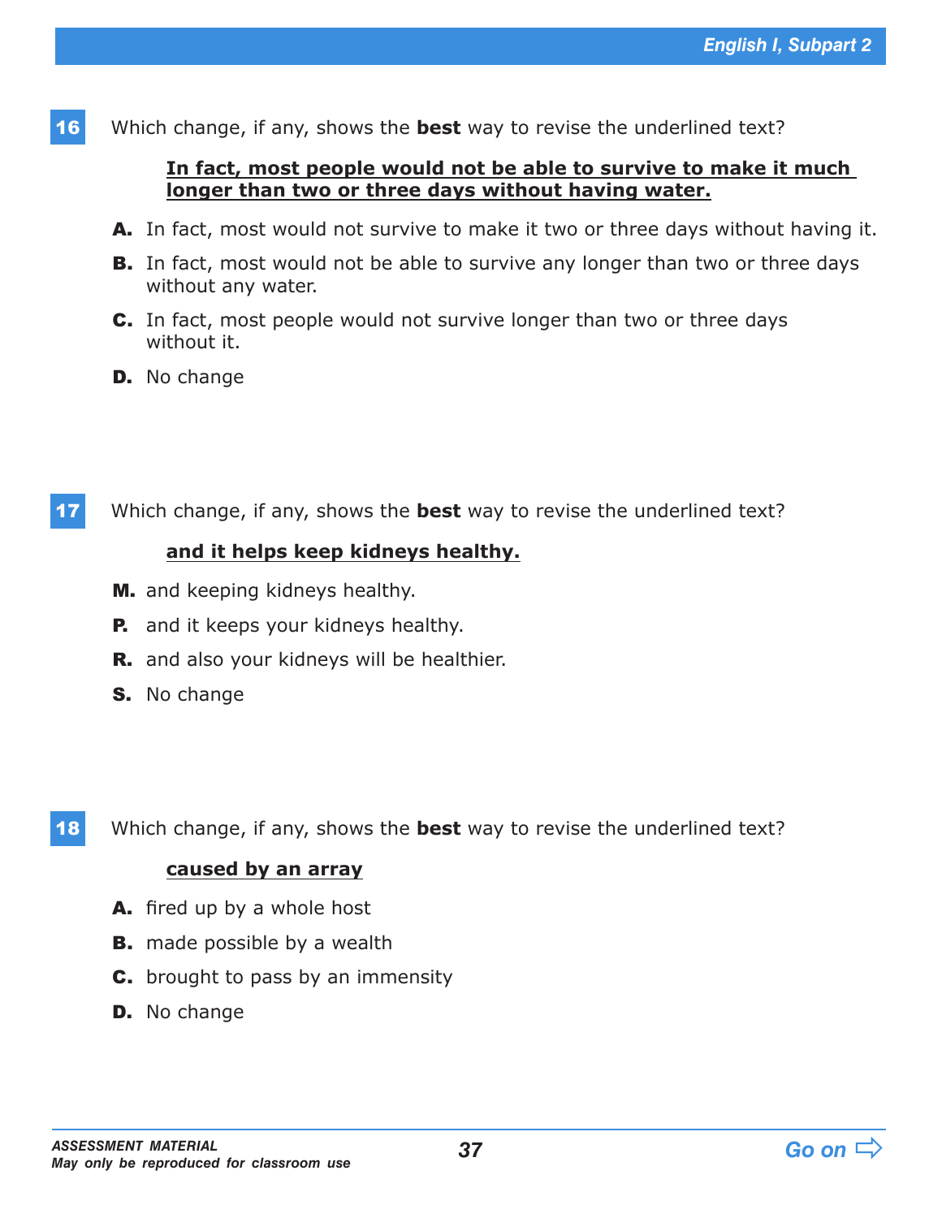**16** Which change, if any, shows the **best** way to revise the underlined text?

**In fact, most people would not be able to survive to make it much longer than two or three days without having water.**

**A.** In fact, most would not survive to make it two or three days without having it.

**B.** In fact, most would not be able to survive any longer than two or three days without any water.

**C.** In fact, most people would not survive longer than two or three days without it.

**D.** No change

**17** Which change, if any, shows the **best** way to revise the underlined text?

**and it helps keep kidneys healthy.**

**M.** and keeping kidneys healthy.

**P.** and it keeps your kidneys healthy.

**R.** and also your kidneys will be healthier.

**S.** No change

**18** Which change, if any, shows the **best** way to revise the underlined text?

**caused by an array**

**A.** fired up by a whole host

**B.** made possible by a wealth

**C.** brought to pass by an immensity

**D.** No change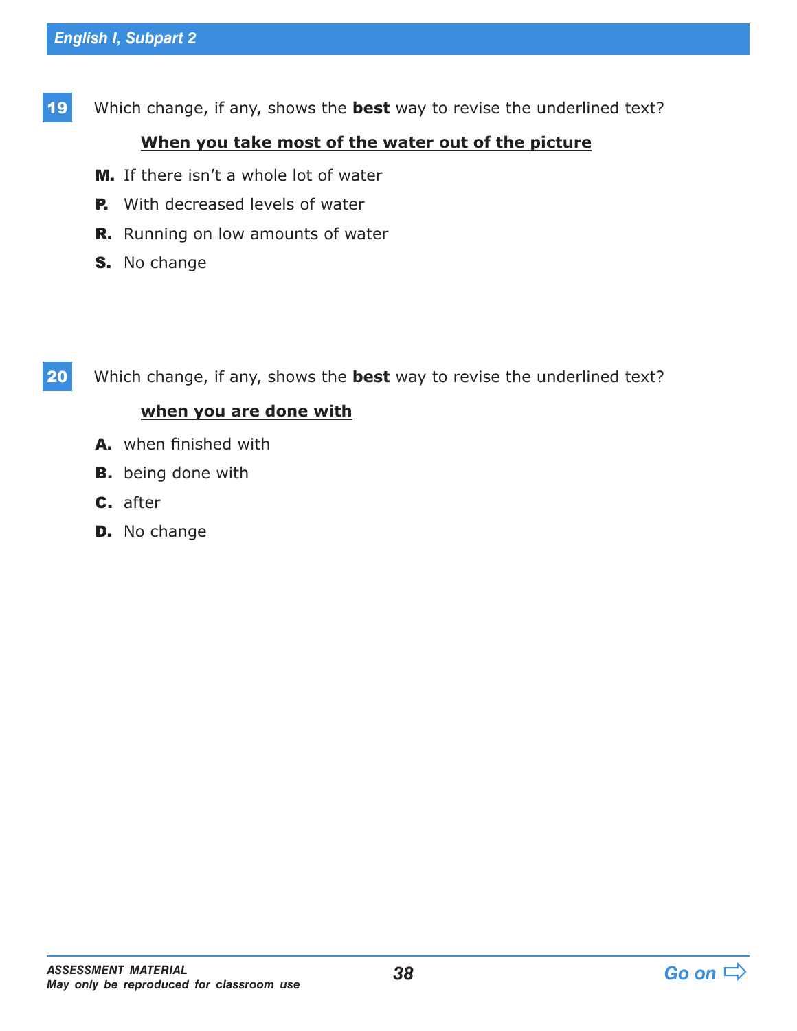**19** Which change, if any, shows the **best** way to revise the underlined text?

<u>**When you take most of the water out of the picture**</u>

**M.** If there isn't a whole lot of water

**P.** With decreased levels of water

**R.** Running on low amounts of water

**S.** No change

**20** Which change, if any, shows the **best** way to revise the underlined text?

<u>**when you are done with**</u>

**A.** when finished with

**B.** being done with

**C.** after

**D.** No change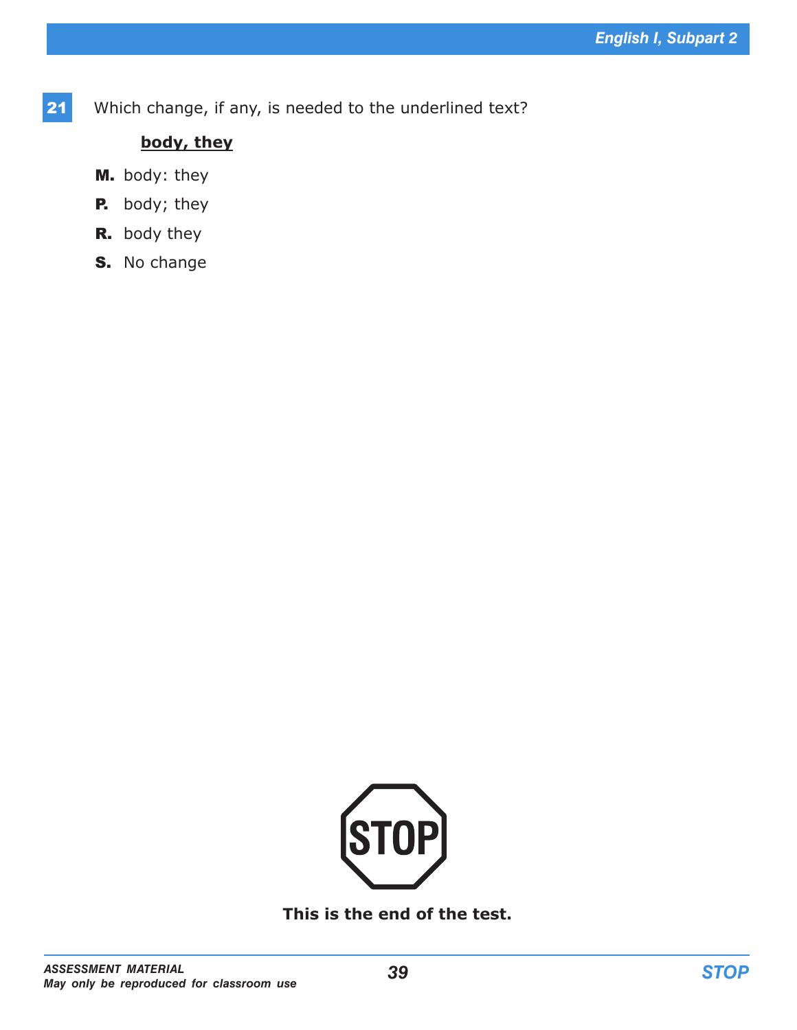**21** Which change, if any, is needed to the underlined text?

<u>**body, they**</u>

**M.** body: they

**P.** body; they

**R.** body they

**S.** No change

STOP

**This is the end of the test.**

*ASSESSMENT MATERIAL*
*May only be reproduced for classroom use*